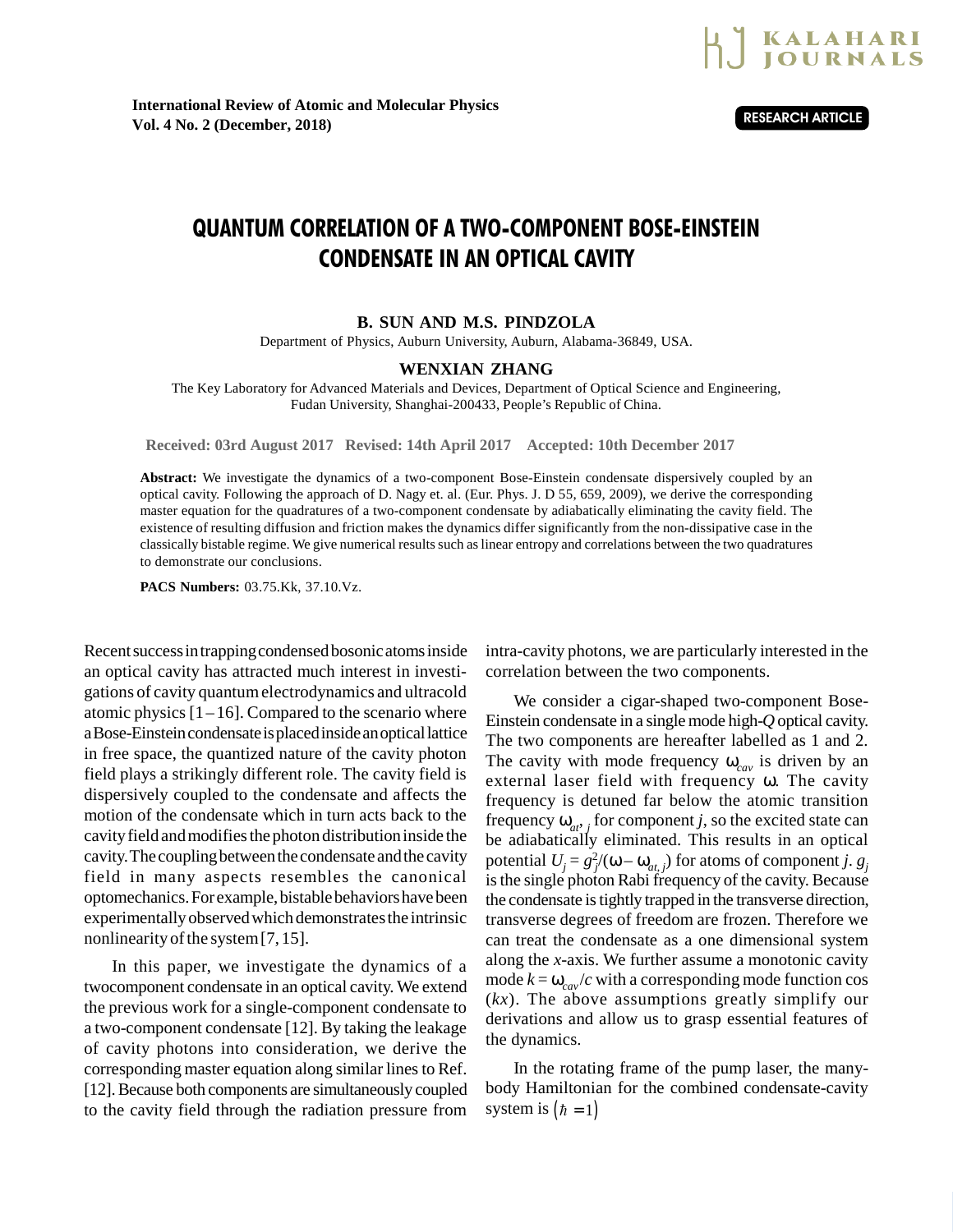International Review of Atomic and Molecular Physics
Vol. 4 No. 2 (December, 2018)

RESEARCH ARTICLE

# QUANTUM CORRELATION OF A TWO-COMPONENT BOSE-EINSTEIN CONDENSATE IN AN OPTICAL CAVITY

**B. SUN AND M.S. PINDZOLA**

Department of Physics, Auburn University, Auburn, Alabama-36849, USA.

**WENXIAN ZHANG**

The Key Laboratory for Advanced Materials and Devices, Department of Optical Science and Engineering, Fudan University, Shanghai-200433, People's Republic of China.

**Received: 03rd August 2017 Revised: 14th April 2017 Accepted: 10th December 2017**

**Abstract:** We investigate the dynamics of a two-component Bose-Einstein condensate dispersively coupled by an optical cavity. Following the approach of D. Nagy et. al. (Eur. Phys. J. D 55, 659, 2009), we derive the corresponding master equation for the quadratures of a two-component condensate by adiabatically eliminating the cavity field. The existence of resulting diffusion and friction makes the dynamics differ significantly from the non-dissipative case in the classically bistable regime. We give numerical results such as linear entropy and correlations between the two quadratures to demonstrate our conclusions.

**PACS Numbers:** 03.75.Kk, 37.10.Vz.

Recent success in trapping condensed bosonic atoms inside an optical cavity has attracted much interest in investigations of cavity quantum electrodynamics and ultracold atomic physics [1 – 16]. Compared to the scenario where a Bose-Einstein condensate is placed inside an optical lattice in free space, the quantized nature of the cavity photon field plays a strikingly different role. The cavity field is dispersively coupled to the condensate and affects the motion of the condensate which in turn acts back to the cavity field and modifies the photon distribution inside the cavity. The coupling between the condensate and the cavity field in many aspects resembles the canonical optomechanics. For example, bistable behaviors have been experimentally observed which demonstrates the intrinsic nonlinearity of the system [7, 15].

In this paper, we investigate the dynamics of a twocomponent condensate in an optical cavity. We extend the previous work for a single-component condensate to a two-component condensate [12]. By taking the leakage of cavity photons into consideration, we derive the corresponding master equation along similar lines to Ref. [12]. Because both components are simultaneously coupled to the cavity field through the radiation pressure from intra-cavity photons, we are particularly interested in the correlation between the two components.

We consider a cigar-shaped two-component Bose-Einstein condensate in a single mode high-$Q$ optical cavity. The two components are hereafter labelled as 1 and 2. The cavity with mode frequency $\omega_{cav}$ is driven by an external laser field with frequency $\omega$. The cavity frequency is detuned far below the atomic transition frequency $\omega_{at,\,j}$ for component $j$, so the excited state can be adiabatically eliminated. This results in an optical potential $U_j = g_j^2/(\omega - \omega_{at,\,j})$ for atoms of component $j$. $g_j$ is the single photon Rabi frequency of the cavity. Because the condensate is tightly trapped in the transverse direction, transverse degrees of freedom are frozen. Therefore we can treat the condensate as a one dimensional system along the $x$-axis. We further assume a monotonic cavity mode $k = \omega_{cav}/c$ with a corresponding mode function cos $(kx)$. The above assumptions greatly simplify our derivations and allow us to grasp essential features of the dynamics.

In the rotating frame of the pump laser, the many-body Hamiltonian for the combined condensate-cavity system is $(\hbar = 1)$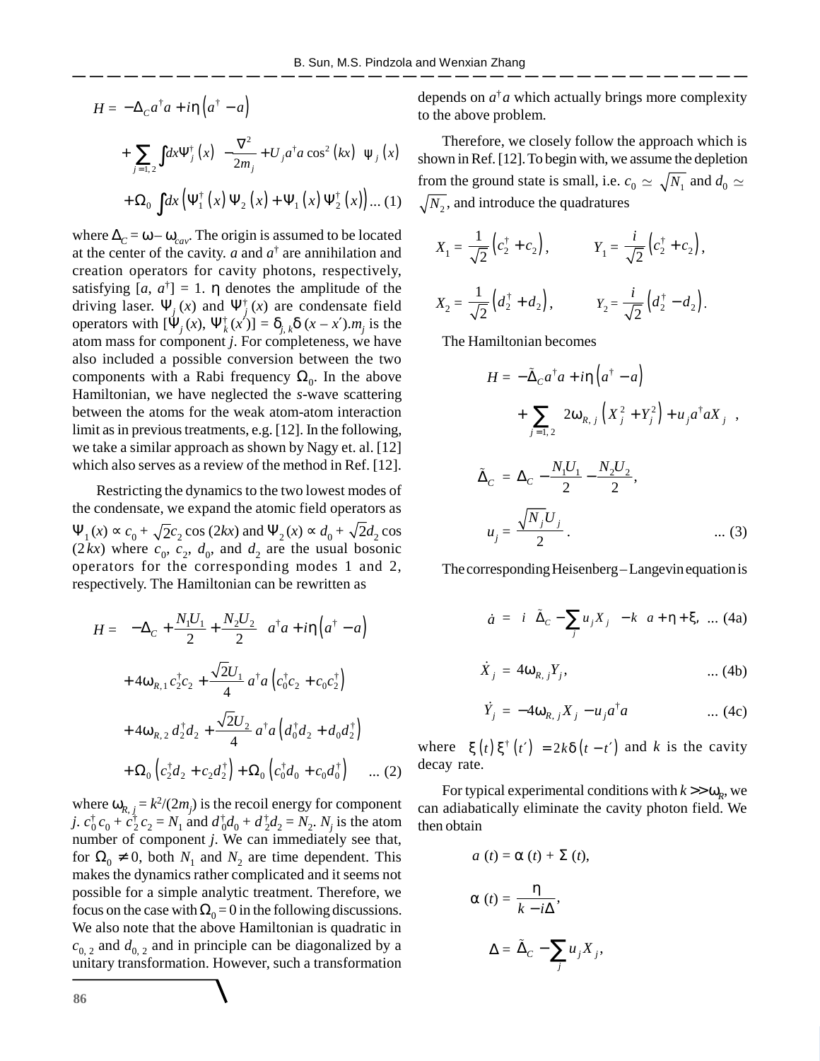$$H = -\Delta_C a^\dagger a + i\eta\left(a^\dagger - a\right)$$

$$+\sum_{j=1,2}\int dx \Psi_j^\dagger(x)\left[-\frac{\nabla^2}{2m_j} + U_j a^\dagger a \cos^2(kx)\right]\psi_j(x)$$

$$+\Omega_0 \int dx\left(\Psi_1^\dagger(x)\Psi_2(x) + \Psi_1(x)\Psi_2^\dagger(x)\right) \quad \text{... (1)}$$

where $\Delta_C = \omega - \omega_{cav}$. The origin is assumed to be located at the center of the cavity. $a$ and $a^\dagger$ are annihilation and creation operators for cavity photons, respectively, satisfying $[a, a^\dagger] = 1$. $\eta$ denotes the amplitude of the driving laser. $\Psi_j(x)$ and $\Psi_j^\dagger(x)$ are condensate field operators with $[\Psi_j(x), \Psi_k^\dagger(x')] = \delta_{j,k}\delta(x - x')$. $m_j$ is the atom mass for component $j$. For completeness, we have also included a possible conversion between the two components with a Rabi frequency $\Omega_0$. In the above Hamiltonian, we have neglected the $s$-wave scattering between the atoms for the weak atom-atom interaction limit as in previous treatments, e.g. [12]. In the following, we take a similar approach as shown by Nagy et. al. [12] which also serves as a review of the method in Ref. [12].

Restricting the dynamics to the two lowest modes of the condensate, we expand the atomic field operators as $\Psi_1(x) \propto c_0 + \sqrt{2}c_2\cos(2kx)$ and $\Psi_2(x) \propto d_0 + \sqrt{2}d_2\cos(2kx)$ where $c_0$, $c_2$, $d_0$, and $d_2$ are the usual bosonic operators for the corresponding modes 1 and 2, respectively. The Hamiltonian can be rewritten as

$$H = \left(-\Delta_C + \frac{N_1U_1}{2} + \frac{N_2U_2}{2}\right)a^\dagger a + i\eta\left(a^\dagger - a\right)$$

$$+4\omega_{R,1}c_2^\dagger c_2 + \frac{\sqrt{2}U_1}{4}a^\dagger a\left(c_0^\dagger c_2 + c_0 c_2^\dagger\right)$$

$$+4\omega_{R,2}d_2^\dagger d_2 + \frac{\sqrt{2}U_2}{4}a^\dagger a\left(d_0^\dagger d_2 + d_0 d_2^\dagger\right)$$

$$+\Omega_0\left(c_2^\dagger d_2 + c_2 d_2^\dagger\right) + \Omega_0\left(c_0^\dagger d_0 + c_0 d_0^\dagger\right) \quad \text{... (2)}$$

where $\omega_{R,j} = k^2/(2m_j)$ is the recoil energy for component $j$. $c_0^\dagger c_0 + c_2^\dagger c_2 = N_1$ and $d_0^\dagger d_0 + d_2^\dagger d_2 = N_2$. $N_j$ is the atom number of component $j$. We can immediately see that, for $\Omega_0 \neq 0$, both $N_1$ and $N_2$ are time dependent. This makes the dynamics rather complicated and it seems not possible for a simple analytic treatment. Therefore, we focus on the case with $\Omega_0 = 0$ in the following discussions. We also note that the above Hamiltonian is quadratic in $c_{0,2}$ and $d_{0,2}$ and in principle can be diagonalized by a unitary transformation. However, such a transformation depends on $a^\dagger a$ which actually brings more complexity to the above problem.

Therefore, we closely follow the approach which is shown in Ref. [12]. To begin with, we assume the depletion from the ground state is small, i.e. $c_0 \simeq \sqrt{N_1}$ and $d_0 \simeq \sqrt{N_2}$, and introduce the quadratures

$$X_1 = \frac{1}{\sqrt{2}}\left(c_2^\dagger + c_2\right), \qquad Y_1 = \frac{i}{\sqrt{2}}\left(c_2^\dagger + c_2\right),$$

$$X_2 = \frac{1}{\sqrt{2}}\left(d_2^\dagger + d_2\right), \qquad Y_2 = \frac{i}{\sqrt{2}}\left(d_2^\dagger - d_2\right).$$

The Hamiltonian becomes

$$H = -\tilde{\Delta}_C a^\dagger a + i\eta\left(a^\dagger - a\right)$$

$$+\sum_{j=1,2}\left[2\omega_{R,j}\left(X_j^2 + Y_j^2\right) + u_j a^\dagger a X_j\right],$$

$$\tilde{\Delta}_C = \Delta_C - \frac{N_1U_1}{2} - \frac{N_2U_2}{2},$$

$$u_j = \frac{\sqrt{N_j}U_j}{2}. \quad \text{... (3)}$$

The corresponding Heisenberg – Langevin equation is

$$\dot{a} = \left[i\left(\tilde{\Delta}_C - \sum_j u_j X_j\right) - k\right]a + \eta + \xi, \quad \text{... (4a)}$$

$$\dot{X}_j = 4\omega_{R,j}Y_j, \quad \text{... (4b)}$$

$$\dot{Y}_j = -4\omega_{R,j}X_j - u_j a^\dagger a \quad \text{... (4c)}$$

where $\langle\xi(t)\xi^\dagger(t')\rangle = 2k\delta(t - t')$ and $k$ is the cavity decay rate.

For typical experimental conditions with $k \gg \omega_R$, we can adiabatically eliminate the cavity photon field. We then obtain

$$a(t) = \alpha(t) + \Sigma(t),$$

$$\alpha(t) = \frac{\eta}{k - i\Delta},$$

$$\Delta = \tilde{\Delta}_C - \sum_j u_j X_j,$$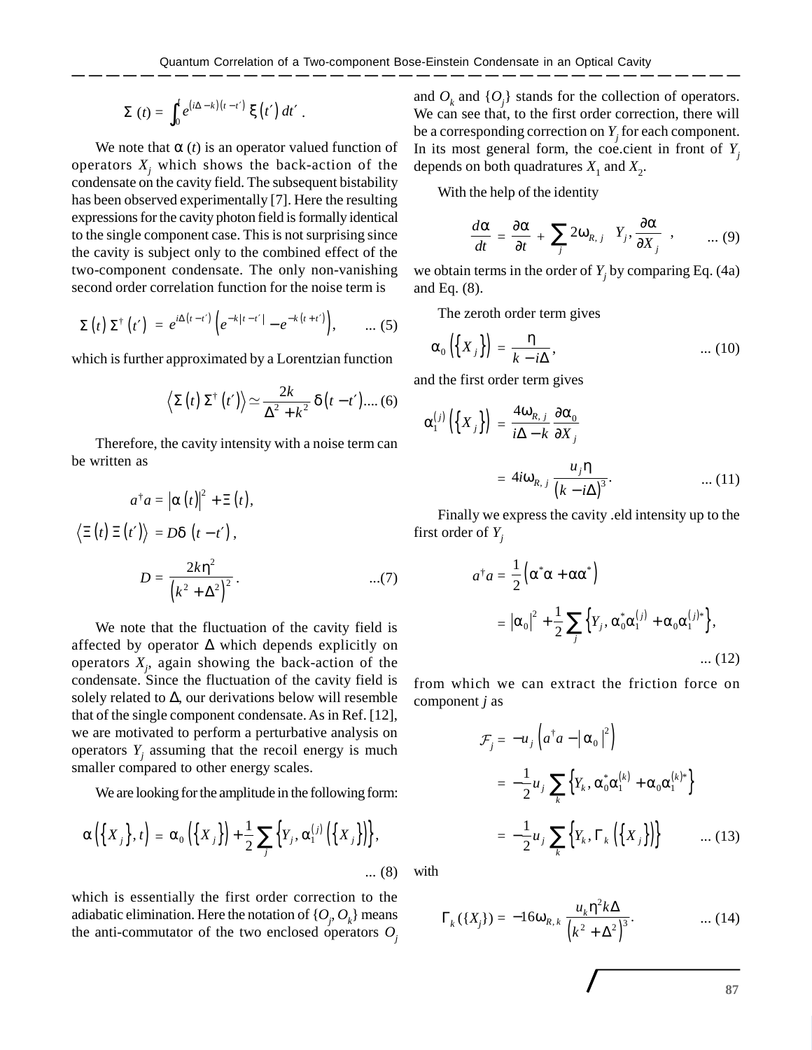$$\Sigma(t) = \int_0^t e^{(i\Delta - k)(t-t')} \xi(t')\, dt' .$$

We note that $\alpha(t)$ is an operator valued function of operators $X_j$ which shows the back-action of the condensate on the cavity field. The subsequent bistability has been observed experimentally [7]. Here the resulting expressions for the cavity photon field is formally identical to the single component case. This is not surprising since the cavity is subject only to the combined effect of the two-component condensate. The only non-vanishing second order correlation function for the noise term is

$$\Sigma(t)\,\Sigma^\dagger(t') = e^{i\Delta(t-t')}\left(e^{-k|t-t'|} - e^{-k(t+t')}\right), \qquad \text{... (5)}$$

which is further approximated by a Lorentzian function

$$\left\langle \Sigma(t)\,\Sigma^\dagger(t')\right\rangle \simeq \frac{2k}{\Delta^2 + k^2}\,\delta(t-t'). \qquad \text{... (6)}$$

Therefore, the cavity intensity with a noise term can be written as

$$a^\dagger a = |\alpha(t)|^2 + \Xi(t),$$

$$\left\langle \Xi(t)\,\Xi(t')\right\rangle = D\delta(t-t'),$$

$$D = \frac{2k\eta^2}{\left(k^2+\Delta^2\right)^2}. \qquad \text{...(7)}$$

We note that the fluctuation of the cavity field is affected by operator $\Delta$ which depends explicitly on operators $X_j$, again showing the back-action of the condensate. Since the fluctuation of the cavity field is solely related to $\Delta$, our derivations below will resemble that of the single component condensate. As in Ref. [12], we are motivated to perform a perturbative analysis on operators $Y_j$ assuming that the recoil energy is much smaller compared to other energy scales.

We are looking for the amplitude in the following form:

$$\alpha\left(\{X_j\}, t\right) = \alpha_0\left(\{X_j\}\right) + \frac{1}{2}\sum_j \left\{Y_j, \alpha_1^{(j)}\left(\{X_j\}\right)\right\}, \qquad \text{... (8)}$$

which is essentially the first order correction to the adiabatic elimination. Here the notation of $\{O_j, O_k\}$ means the anti-commutator of the two enclosed operators $O_j$ and $O_k$ and $\{O_j\}$ stands for the collection of operators. We can see that, to the first order correction, there will be a corresponding correction on $Y_j$ for each component. In its most general form, the coe.cient in front of $Y_j$ depends on both quadratures $X_1$ and $X_2$.

With the help of the identity

$$\frac{d\alpha}{dt} = \frac{\partial\alpha}{\partial t} + \sum_j 2\omega_{R,j}\left\{Y_j, \frac{\partial\alpha}{\partial X_j}\right\}, \qquad \text{... (9)}$$

we obtain terms in the order of $Y_j$ by comparing Eq. (4a) and Eq. (8).

The zeroth order term gives

$$\alpha_0\left(\{X_j\}\right) = \frac{\eta}{k - i\Delta}, \qquad \text{... (10)}$$

and the first order term gives

$$\alpha_1^{(j)}\left(\{X_j\}\right) = \frac{4\omega_{R,j}}{i\Delta - k}\frac{\partial\alpha_0}{\partial X_j}$$

$$= 4i\omega_{R,j}\frac{u_j\eta}{(k-i\Delta)^3}. \qquad \text{... (11)}$$

Finally we express the cavity .eld intensity up to the first order of $Y_j$

$$a^\dagger a = \frac{1}{2}\left(\alpha^*\alpha + \alpha\alpha^*\right)$$

$$= |\alpha_0|^2 + \frac{1}{2}\sum_j\left\{Y_j, \alpha_0^*\alpha_1^{(j)} + \alpha_0\alpha_1^{(j)*}\right\}, \qquad \text{... (12)}$$

from which we can extract the friction force on component $j$ as

$$\mathcal{F}_j = -u_j\left(a^\dagger a - |\alpha_0|^2\right)$$

$$= -\frac{1}{2}u_j\sum_k\left\{Y_k, \alpha_0^*\alpha_1^{(k)} + \alpha_0\alpha_1^{(k)*}\right\}$$

$$= -\frac{1}{2}u_j\sum_k\left\{Y_k, \Gamma_k\left(\{X_j\}\right)\right\} \qquad \text{... (13)}$$

with

$$\Gamma_k(\{X_j\}) = -16\omega_{R,k}\frac{u_k\eta^2 k\Delta}{\left(k^2+\Delta^2\right)^3}. \qquad \text{... (14)}$$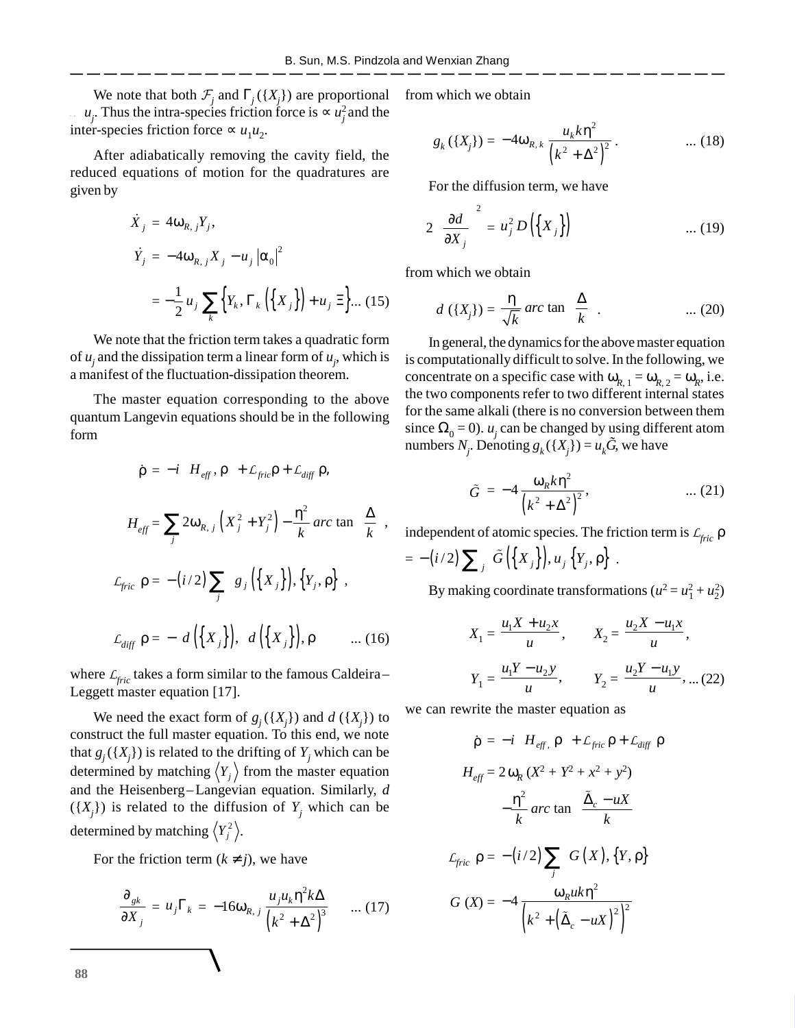We note that both $\mathcal{F}_j$ and $\Gamma_j(\{X_j\})$ are proportional $u_j$. Thus the intra-species friction force is $\propto u_j^2$ and the inter-species friction force $\propto u_1 u_2$.

After adiabatically removing the cavity field, the reduced equations of motion for the quadratures are given by

$$
\begin{aligned}
\dot{X}_j &= 4\omega_{R,j} Y_j, \\
\dot{Y}_j &= -4\omega_{R,j} X_j - u_j |\alpha_0|^2 \\
&= -\frac{1}{2} u_j \sum_k \left\{ Y_k, \Gamma_k\left(\{X_j\}\right) + u_j \Xi \right\} \qquad \text{... (15)}
\end{aligned}
$$

We note that the friction term takes a quadratic form of $u_j$ and the dissipation term a linear form of $u_j$, which is a manifest of the fluctuation-dissipation theorem.

The master equation corresponding to the above quantum Langevin equations should be in the following form

$$
\dot{\rho} = -i\left[H_{eff}, \rho\right] + \mathcal{L}_{fric}\rho + \mathcal{L}_{diff}\rho,
$$

$$
H_{eff} = \sum_j 2\omega_{R,j}\left(X_j^2 + Y_j^2\right) - \frac{\eta^2}{k} \arctan\left(\frac{\Delta}{k}\right),
$$

$$
\mathcal{L}_{fric}\rho = -(i/2)\sum_j \left[g_j\left(\{X_j\}\right), \{Y_j, \rho\}\right],
$$

$$
\mathcal{L}_{diff}\rho = -\left[d\left(\{X_j\}\right), \left[d\left(\{X_j\}\right), \rho\right]\right] \qquad \text{... (16)}
$$

where $\mathcal{L}_{fric}$ takes a form similar to the famous Caldeira–Leggett master equation [17].

We need the exact form of $g_j(\{X_j\})$ and $d(\{X_j\})$ to construct the full master equation. To this end, we note that $g_j(\{X_j\})$ is related to the drifting of $Y_j$ which can be determined by matching $\langle Y_j \rangle$ from the master equation and the Heisenberg–Langevian equation. Similarly, $d(\{X_j\})$ is related to the diffusion of $Y_j$ which can be determined by matching $\langle Y_j^2 \rangle$.

For the friction term ($k \neq j$), we have

$$
\frac{\partial g_k}{\partial X_j} = u_j \Gamma_k = -16\omega_{R,j} \frac{u_j u_k \eta^2 k \Delta}{\left(k^2 + \Delta^2\right)^3} \qquad \text{... (17)}
$$

from which we obtain

$$
g_k(\{X_j\}) = -4\omega_{R,k} \frac{u_k k \eta^2}{\left(k^2 + \Delta^2\right)^2}. \qquad \text{... (18)}
$$

For the diffusion term, we have

$$
2\left(\frac{\partial d}{\partial X_j}\right)^2 = u_j^2 D\left(\{X_j\}\right) \qquad \text{... (19)}
$$

from which we obtain

$$
d(\{X_j\}) = \frac{\eta}{\sqrt{k}} \arctan\left(\frac{\Delta}{k}\right). \qquad \text{... (20)}
$$

In general, the dynamics for the above master equation is computationally difficult to solve. In the following, we concentrate on a specific case with $\omega_{R,1} = \omega_{R,2} = \omega_R$, i.e. the two components refer to two different internal states for the same alkali (there is no conversion between them since $\Omega_0 = 0$). $u_j$ can be changed by using different atom numbers $N_j$. Denoting $g_k(\{X_j\}) = u_k \tilde{G}$, we have

$$
\tilde{G} = -4\frac{\omega_R k \eta^2}{\left(k^2 + \Delta^2\right)^2}, \qquad \text{... (21)}
$$

independent of atomic species. The friction term is $\mathcal{L}_{fric}\rho = -(i/2)\sum_j \left[\tilde{G}\left(\{X_j\}\right), u_j\{Y_j, \rho\}\right]$.

By making coordinate transformations ($u^2 = u_1^2 + u_2^2$)

$$
X_1 = \frac{u_1 X + u_2 x}{u}, \qquad X_2 = \frac{u_2 X - u_1 x}{u},
$$

$$
Y_1 = \frac{u_1 Y - u_2 y}{u}, \qquad Y_2 = \frac{u_2 Y - u_1 y}{u}, \qquad \text{... (22)}
$$

we can rewrite the master equation as

$$
\dot{\rho} = -i\left[H_{eff}, \rho\right] + \mathcal{L}_{fric}\rho + \mathcal{L}_{diff}\rho
$$

$$
H_{eff} = 2\omega_R\left(X^2 + Y^2 + x^2 + y^2\right) - \frac{\eta^2}{k} \arctan\left(\frac{\tilde{\Delta}_c - uX}{k}\right)
$$

$$
\mathcal{L}_{fric}\rho = -(i/2)\sum_j \left[G(X), \{Y, \rho\}\right]
$$

$$
G(X) = -4\frac{\omega_R u k \eta^2}{\left(k^2 + \left(\tilde{\Delta}_c - uX\right)^2\right)^2}
$$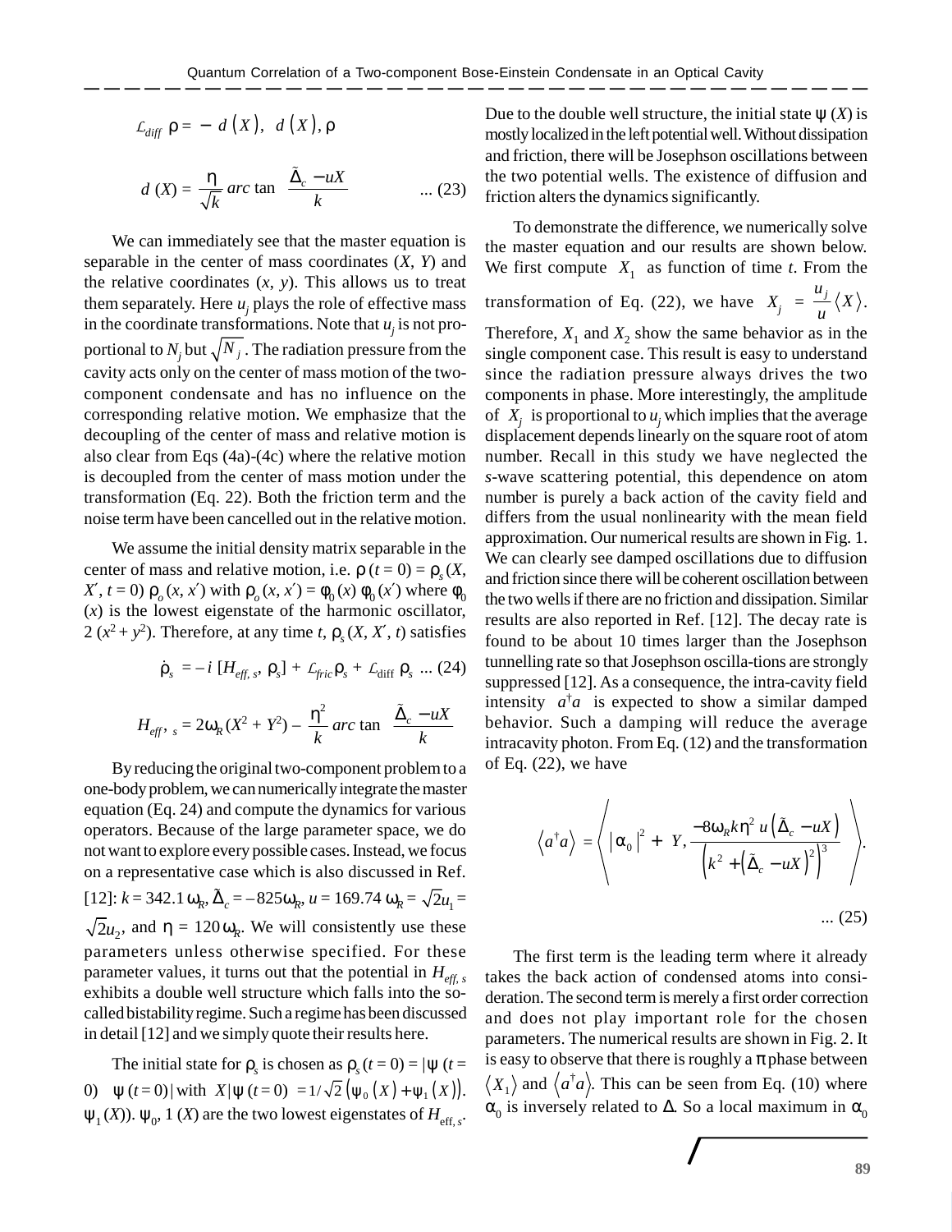$$\mathcal{L}_{diff}\ \rho = -\left[d\left(X\right),\left[d\left(X\right),\rho\right]\right]$$

$$d\ (X) = \frac{\eta}{\sqrt{k}}\ arc\ \tan\left(\frac{\tilde{\Delta}_c - uX}{k}\right) \quad \text{... (23)}$$

We can immediately see that the master equation is separable in the center of mass coordinates ($X$, $Y$) and the relative coordinates ($x$, $y$). This allows us to treat them separately. Here $u_j$ plays the role of effective mass in the coordinate transformations. Note that $u_j$ is not proportional to $N_j$ but $\sqrt{N_j}$. The radiation pressure from the cavity acts only on the center of mass motion of the two-component condensate and has no influence on the corresponding relative motion. We emphasize that the decoupling of the center of mass and relative motion is also clear from Eqs (4a)-(4c) where the relative motion is decoupled from the center of mass motion under the transformation (Eq. 22). Both the friction term and the noise term have been cancelled out in the relative motion.

We assume the initial density matrix separable in the center of mass and relative motion, i.e. $\rho\ (t = 0) = \rho_s\ (X, X', t = 0)\ \rho_o\ (x, x')$ with $\rho_o\ (x, x') = \phi_0\ (x)\ \phi_0\ (x')$ where $\phi_0\ (x)$ is the lowest eigenstate of the harmonic oscillator, $2\ (x^2 + y^2)$. Therefore, at any time $t$, $\rho_s\ (X, X', t)$ satisfies

$$\dot{\rho}_s = -i\ [H_{eff,\ s},\ \rho_s] + \mathcal{L}_{fric}\rho_s + \mathcal{L}_{\text{diff}}\ \rho_s \quad \text{... (24)}$$

$$H_{eff',\ s} = 2\omega_R\ (X^2 + Y^2) - \frac{\eta^2}{k}\ arc\ \tan\left(\frac{\tilde{\Delta}_c - uX}{k}\right)$$

By reducing the original two-component problem to a one-body problem, we can numerically integrate the master equation (Eq. 24) and compute the dynamics for various operators. Because of the large parameter space, we do not want to explore every possible cases. Instead, we focus on a representative case which is also discussed in Ref. [12]: $k = 342.1\ \omega_R$, $\tilde{\Delta}_c = -825\omega_R$, $u = 169.74\ \omega_R = \sqrt{2}u_1 = \sqrt{2}u_2$, and $\eta = 120\,\omega_R$. We will consistently use these parameters unless otherwise specified. For these parameter values, it turns out that the potential in $H_{eff,\ s}$ exhibits a double well structure which falls into the so-called bistability regime. Such a regime has been discussed in detail [12] and we simply quote their results here.

The initial state for $\rho_s$ is chosen as $\rho_s\ (t = 0) = |\psi\ (t = 0)\rangle\langle\psi\ (t = 0)|$ with $\langle X|\psi\ (t = 0)\rangle = 1/\sqrt{2}\left(\psi_0\left(X\right) + \psi_1\left(X\right)\right)$. $\psi_1\ (X))$. $\psi_0$, $1\ (X)$ are the two lowest eigenstates of $H_{\text{eff},\ s}$. Due to the double well structure, the initial state $\psi\ (X)$ is mostly localized in the left potential well. Without dissipation and friction, there will be Josephson oscillations between the two potential wells. The existence of diffusion and friction alters the dynamics significantly.

To demonstrate the difference, we numerically solve the master equation and our results are shown below. We first compute $\langle X_1\rangle$ as function of time $t$. From the transformation of Eq. (22), we have $\langle X_j\rangle = \frac{u_j}{u}\langle X\rangle$. Therefore, $X_1$ and $X_2$ show the same behavior as in the single component case. This result is easy to understand since the radiation pressure always drives the two components in phase. More interestingly, the amplitude of $\langle X_j\rangle$ is proportional to $u_j$ which implies that the average displacement depends linearly on the square root of atom number. Recall in this study we have neglected the $s$-wave scattering potential, this dependence on atom number is purely a back action of the cavity field and differs from the usual nonlinearity with the mean field approximation. Our numerical results are shown in Fig. 1. We can clearly see damped oscillations due to diffusion and friction since there will be coherent oscillation between the two wells if there are no friction and dissipation. Similar results are also reported in Ref. [12]. The decay rate is found to be about 10 times larger than the Josephson tunnelling rate so that Josephson oscilla-tions are strongly suppressed [12]. As a consequence, the intra-cavity field intensity $\langle a^\dagger a\rangle$ is expected to show a similar damped behavior. Such a damping will reduce the average intracavity photon. From Eq. (12) and the transformation of Eq. (22), we have

$$\left\langle a^\dagger a\right\rangle = \left\langle \left|\alpha_0\right|^2 + \left[Y,\frac{-8\omega_R k\eta^2\ u\left(\tilde{\Delta}_c - uX\right)}{\left(k^2 + \left(\tilde{\Delta}_c - uX\right)^2\right)^3}\right]\right\rangle. \quad \text{... (25)}$$

The first term is the leading term where it already takes the back action of condensed atoms into consi-deration. The second term is merely a first order correction and does not play important role for the chosen parameters. The numerical results are shown in Fig. 2. It is easy to observe that there is roughly a $\pi$ phase between $\langle X_1\rangle$ and $\langle a^\dagger a\rangle$. This can be seen from Eq. (10) where $\alpha_0$ is inversely related to $\Delta$. So a local maximum in $\alpha_0$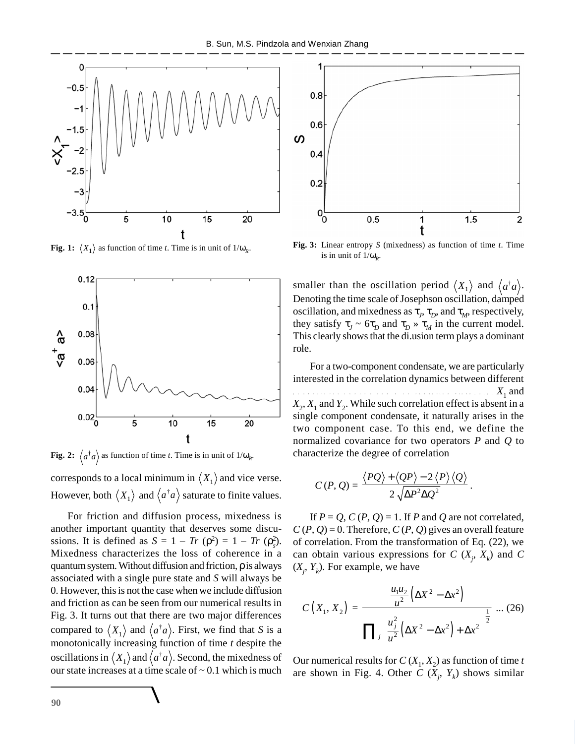Fig. 1: $\langle X_1 \rangle$ as function of time $t$. Time is in unit of $1/\omega_R$.

Fig. 2: $\langle a^\dagger a \rangle$ as function of time $t$. Time is in unit of $1/\omega_R$.

Fig. 3: Linear entropy $S$ (mixedness) as function of time $t$. Time is in unit of $1/\omega_R$.

corresponds to a local minimum in $\langle X_1 \rangle$ and vice verse. However, both $\langle X_1 \rangle$ and $\langle a^\dagger a \rangle$ saturate to finite values.

For friction and diffusion process, mixedness is another important quantity that deserves some discussions. It is defined as $S = 1 - Tr\,(\rho^2) = 1 - Tr\,(\rho_s^2)$. Mixedness characterizes the loss of coherence in a quantum system. Without diffusion and friction, $\rho$ is always associated with a single pure state and $S$ will always be 0. However, this is not the case when we include diffusion and friction as can be seen from our numerical results in Fig. 3. It turns out that there are two major differences compared to $\langle X_1 \rangle$ and $\langle a^\dagger a \rangle$. First, we find that $S$ is a monotonically increasing function of time $t$ despite the oscillations in $\langle X_1 \rangle$ and $\langle a^\dagger a \rangle$. Second, the mixedness of our state increases at a time scale of ~ 0.1 which is much smaller than the oscillation period $\langle X_1 \rangle$ and $\langle a^\dagger a \rangle$. Denoting the time scale of Josephson oscillation, damped oscillation, and mixedness as $\tau_J$, $\tau_D$, and $\tau_M$, respectively, they satisfy $\tau_J \sim 6\tau_D$ and $\tau_D \gg \tau_M$ in the current model. This clearly shows that the di.usion term plays a dominant role.

For a two-component condensate, we are particularly interested in the correlation dynamics between different . . . . . . . . . . . . . . . . . . . . . . . . . . . . . . $X_1$ and $X_2$, $X_1$ and $Y_2$. While such correlation effect is absent in a single component condensate, it naturally arises in the two component case. To this end, we define the normalized covariance for two operators $P$ and $Q$ to characterize the degree of correlation

$$C\,(P, Q) = \frac{\langle PQ \rangle + \langle QP \rangle - 2\,\langle P \rangle \langle Q \rangle}{2\,\sqrt{\Delta P^2 \Delta Q^2}}\,.$$

If $P = Q$, $C\,(P, Q) = 1$. If $P$ and $Q$ are not correlated, $C\,(P, Q) = 0$. Therefore, $C\,(P, Q)$ gives an overall feature of correlation. From the transformation of Eq. (22), we can obtain various expressions for $C\,(X_j, X_k)$ and $C\,(X_j, Y_k)$. For example, we have

$$C\left(X_1, X_2\right) = \frac{\frac{u_1 u_2}{u^2}\left(\Delta X^2 - \Delta x^2\right)}{\left[\prod_j \frac{u_j^2}{u^2}\left(\Delta X^2 - \Delta x^2\right) + \Delta x^2\right]^{\frac{1}{2}}} \quad \text{... (26)}$$

Our numerical results for $C\,(X_1, X_2)$ as function of time $t$ are shown in Fig. 4. Other $C\,(X_j, Y_k)$ shows similar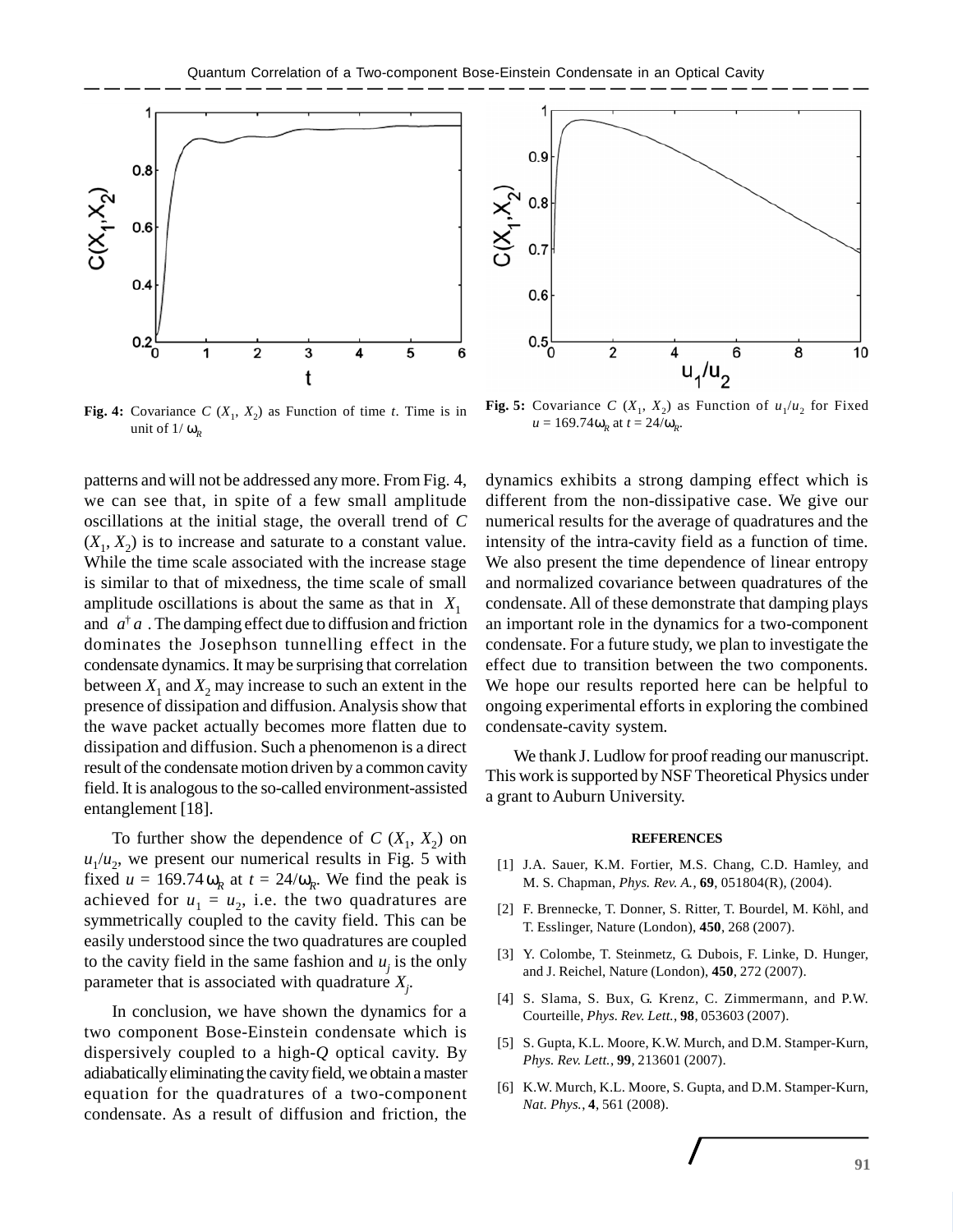**Fig. 4:** Covariance $C(X_1, X_2)$ as Function of time $t$. Time is in unit of $1/\omega_R$

**Fig. 5:** Covariance $C(X_1, X_2)$ as Function of $u_1/u_2$ for Fixed $u = 169.74\omega_R$ at $t = 24/\omega_R$.

patterns and will not be addressed any more. From Fig. 4, we can see that, in spite of a few small amplitude oscillations at the initial stage, the overall trend of $C(X_1, X_2)$ is to increase and saturate to a constant value. While the time scale associated with the increase stage is similar to that of mixedness, the time scale of small amplitude oscillations is about the same as that in $X_1$ and $a^\dagger a$. The damping effect due to diffusion and friction dominates the Josephson tunnelling effect in the condensate dynamics. It may be surprising that correlation between $X_1$ and $X_2$ may increase to such an extent in the presence of dissipation and diffusion. Analysis show that the wave packet actually becomes more flatten due to dissipation and diffusion. Such a phenomenon is a direct result of the condensate motion driven by a common cavity field. It is analogous to the so-called environment-assisted entanglement [18].

To further show the dependence of $C(X_1, X_2)$ on $u_1/u_2$, we present our numerical results in Fig. 5 with fixed $u = 169.74\,\omega_R$ at $t = 24/\omega_R$. We find the peak is achieved for $u_1 = u_2$, i.e. the two quadratures are symmetrically coupled to the cavity field. This can be easily understood since the two quadratures are coupled to the cavity field in the same fashion and $u_j$ is the only parameter that is associated with quadrature $X_j$.

In conclusion, we have shown the dynamics for a two component Bose-Einstein condensate which is dispersively coupled to a high-$Q$ optical cavity. By adiabatically eliminating the cavity field, we obtain a master equation for the quadratures of a two-component condensate. As a result of diffusion and friction, the dynamics exhibits a strong damping effect which is different from the non-dissipative case. We give our numerical results for the average of quadratures and the intensity of the intra-cavity field as a function of time. We also present the time dependence of linear entropy and normalized covariance between quadratures of the condensate. All of these demonstrate that damping plays an important role in the dynamics for a two-component condensate. For a future study, we plan to investigate the effect due to transition between the two components. We hope our results reported here can be helpful to ongoing experimental efforts in exploring the combined condensate-cavity system.

We thank J. Ludlow for proof reading our manuscript. This work is supported by NSF Theoretical Physics under a grant to Auburn University.

## REFERENCES

[1] J.A. Sauer, K.M. Fortier, M.S. Chang, C.D. Hamley, and M. S. Chapman, *Phys. Rev. A.*, **69**, 051804(R), (2004).

[2] F. Brennecke, T. Donner, S. Ritter, T. Bourdel, M. Köhl, and T. Esslinger, Nature (London), **450**, 268 (2007).

[3] Y. Colombe, T. Steinmetz, G. Dubois, F. Linke, D. Hunger, and J. Reichel, Nature (London), **450**, 272 (2007).

[4] S. Slama, S. Bux, G. Krenz, C. Zimmermann, and P.W. Courteille, *Phys. Rev. Lett.*, **98**, 053603 (2007).

[5] S. Gupta, K.L. Moore, K.W. Murch, and D.M. Stamper-Kurn, *Phys. Rev. Lett.*, **99**, 213601 (2007).

[6] K.W. Murch, K.L. Moore, S. Gupta, and D.M. Stamper-Kurn, *Nat. Phys.*, **4**, 561 (2008).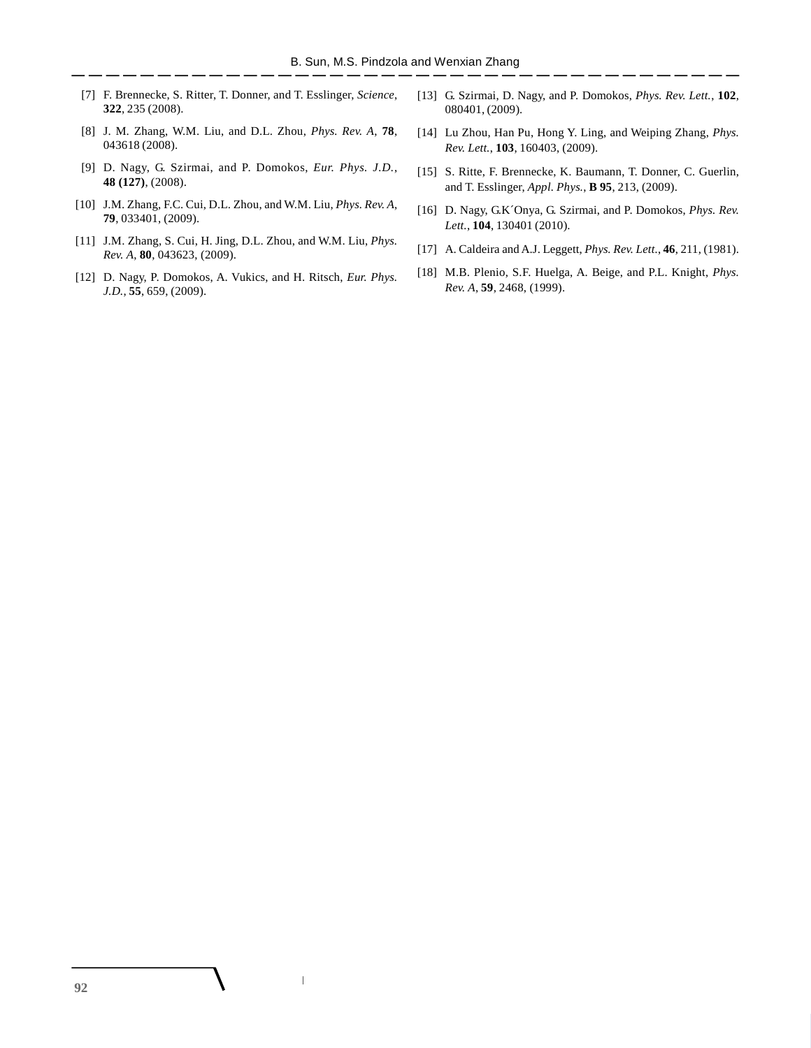[7] F. Brennecke, S. Ritter, T. Donner, and T. Esslinger, *Science*, **322**, 235 (2008).

[8] J. M. Zhang, W.M. Liu, and D.L. Zhou, *Phys. Rev. A*, **78**, 043618 (2008).

[9] D. Nagy, G. Szirmai, and P. Domokos, *Eur. Phys. J.D.*, **48 (127)**, (2008).

[10] J.M. Zhang, F.C. Cui, D.L. Zhou, and W.M. Liu, *Phys. Rev. A*, **79**, 033401, (2009).

[11] J.M. Zhang, S. Cui, H. Jing, D.L. Zhou, and W.M. Liu, *Phys. Rev. A*, **80**, 043623, (2009).

[12] D. Nagy, P. Domokos, A. Vukics, and H. Ritsch, *Eur. Phys. J.D.*, **55**, 659, (2009).

[13] G. Szirmai, D. Nagy, and P. Domokos, *Phys. Rev. Lett.*, **102**, 080401, (2009).

[14] Lu Zhou, Han Pu, Hong Y. Ling, and Weiping Zhang, *Phys. Rev. Lett.*, **103**, 160403, (2009).

[15] S. Ritte, F. Brennecke, K. Baumann, T. Donner, C. Guerlin, and T. Esslinger, *Appl. Phys.*, **B 95**, 213, (2009).

[16] D. Nagy, G.K´Onya, G. Szirmai, and P. Domokos, *Phys. Rev. Lett.*, **104**, 130401 (2010).

[17] A. Caldeira and A.J. Leggett, *Phys. Rev. Lett.*, **46**, 211, (1981).

[18] M.B. Plenio, S.F. Huelga, A. Beige, and P.L. Knight, *Phys. Rev. A*, **59**, 2468, (1999).